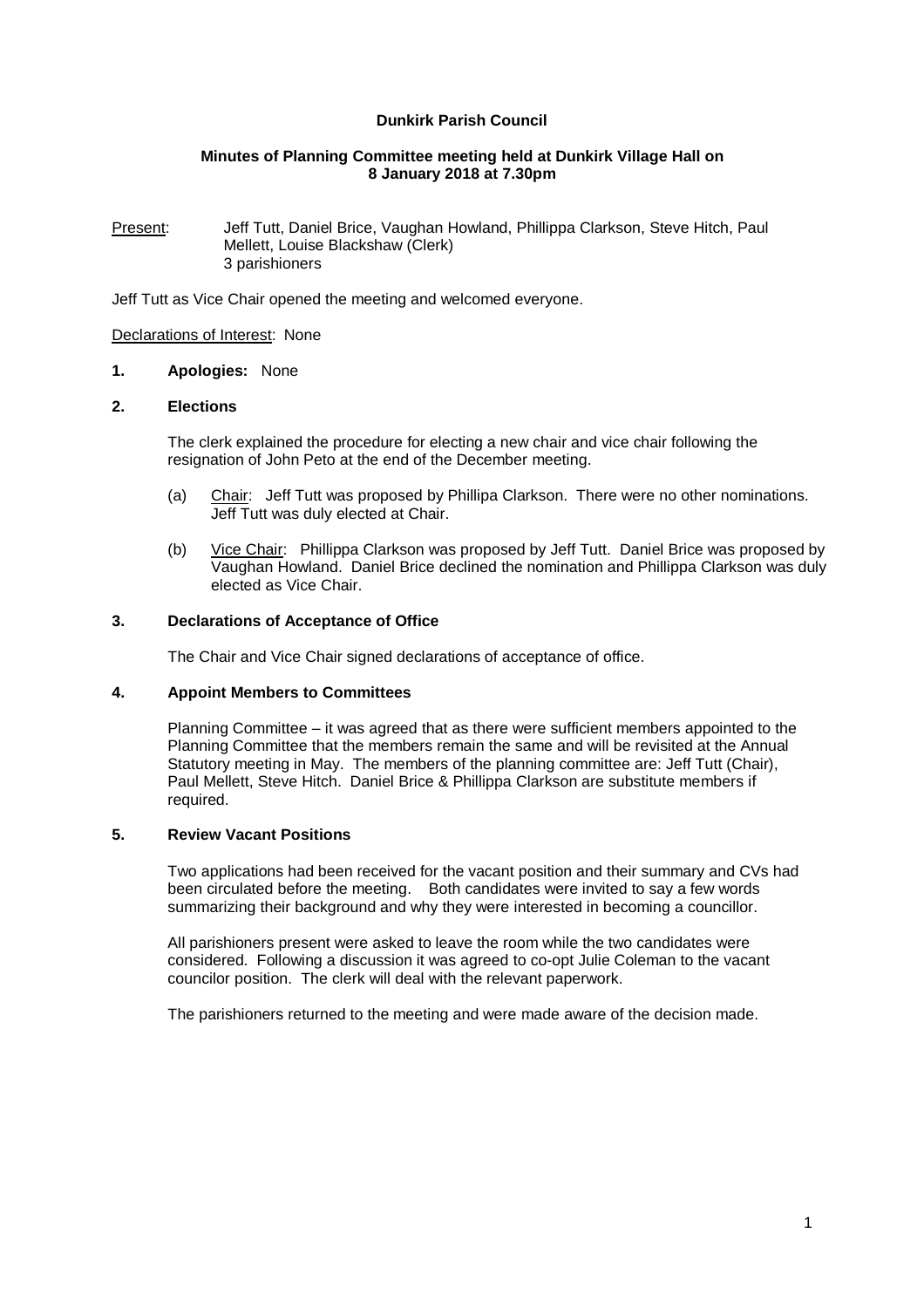**Dunkirk Parish Council**

**Minutes of Planning Committee meeting held at Dunkirk Village Hall on 8 January 2018 at 7.30pm**

Present: Jeff Tutt, Daniel Brice, Vaughan Howland, Phillippa Clarkson, Steve Hitch, Paul Mellett, Louise Blackshaw (Clerk)
3 parishioners

Jeff Tutt as Vice Chair opened the meeting and welcomed everyone.

Declarations of Interest: None

**1. Apologies:** None

**2. Elections**

The clerk explained the procedure for electing a new chair and vice chair following the resignation of John Peto at the end of the December meeting.

(a) Chair: Jeff Tutt was proposed by Phillipa Clarkson. There were no other nominations. Jeff Tutt was duly elected at Chair.

(b) Vice Chair: Phillippa Clarkson was proposed by Jeff Tutt. Daniel Brice was proposed by Vaughan Howland. Daniel Brice declined the nomination and Phillippa Clarkson was duly elected as Vice Chair.

**3. Declarations of Acceptance of Office**

The Chair and Vice Chair signed declarations of acceptance of office.

**4. Appoint Members to Committees**

Planning Committee – it was agreed that as there were sufficient members appointed to the Planning Committee that the members remain the same and will be revisited at the Annual Statutory meeting in May. The members of the planning committee are: Jeff Tutt (Chair), Paul Mellett, Steve Hitch. Daniel Brice & Phillippa Clarkson are substitute members if required.

**5. Review Vacant Positions**

Two applications had been received for the vacant position and their summary and CVs had been circulated before the meeting. Both candidates were invited to say a few words summarizing their background and why they were interested in becoming a councillor.

All parishioners present were asked to leave the room while the two candidates were considered. Following a discussion it was agreed to co-opt Julie Coleman to the vacant councilor position. The clerk will deal with the relevant paperwork.

The parishioners returned to the meeting and were made aware of the decision made.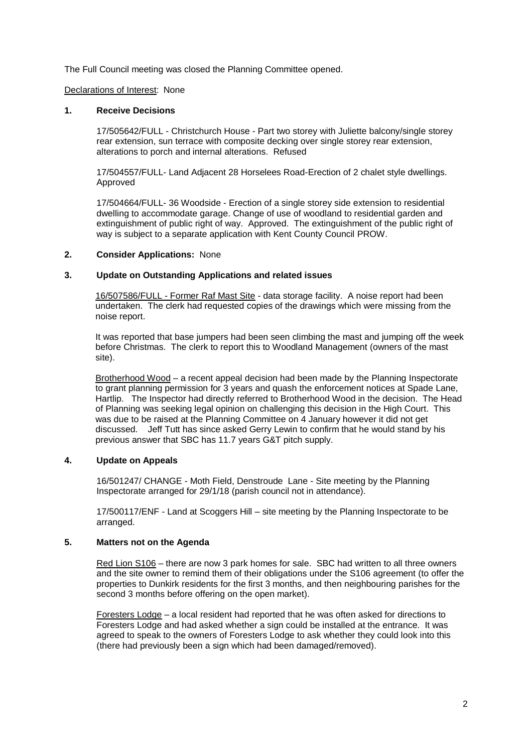The Full Council meeting was closed the Planning Committee opened.

Declarations of Interest: None

### 1. Receive Decisions

17/505642/FULL - Christchurch House - Part two storey with Juliette balcony/single storey rear extension, sun terrace with composite decking over single storey rear extension, alterations to porch and internal alterations. Refused

17/504557/FULL- Land Adjacent 28 Horselees Road-Erection of 2 chalet style dwellings. Approved

17/504664/FULL- 36 Woodside - Erection of a single storey side extension to residential dwelling to accommodate garage. Change of use of woodland to residential garden and extinguishment of public right of way. Approved. The extinguishment of the public right of way is subject to a separate application with Kent County Council PROW.

### 2. Consider Applications: None

### 3. Update on Outstanding Applications and related issues

16/507586/FULL - Former Raf Mast Site - data storage facility. A noise report had been undertaken. The clerk had requested copies of the drawings which were missing from the noise report.

It was reported that base jumpers had been seen climbing the mast and jumping off the week before Christmas. The clerk to report this to Woodland Management (owners of the mast site).

Brotherhood Wood – a recent appeal decision had been made by the Planning Inspectorate to grant planning permission for 3 years and quash the enforcement notices at Spade Lane, Hartlip. The Inspector had directly referred to Brotherhood Wood in the decision. The Head of Planning was seeking legal opinion on challenging this decision in the High Court. This was due to be raised at the Planning Committee on 4 January however it did not get discussed. Jeff Tutt has since asked Gerry Lewin to confirm that he would stand by his previous answer that SBC has 11.7 years G&T pitch supply.

### 4. Update on Appeals

16/501247/ CHANGE - Moth Field, Denstroude Lane - Site meeting by the Planning Inspectorate arranged for 29/1/18 (parish council not in attendance).

17/500117/ENF - Land at Scoggers Hill – site meeting by the Planning Inspectorate to be arranged.

### 5. Matters not on the Agenda

Red Lion S106 – there are now 3 park homes for sale. SBC had written to all three owners and the site owner to remind them of their obligations under the S106 agreement (to offer the properties to Dunkirk residents for the first 3 months, and then neighbouring parishes for the second 3 months before offering on the open market).

Foresters Lodge – a local resident had reported that he was often asked for directions to Foresters Lodge and had asked whether a sign could be installed at the entrance. It was agreed to speak to the owners of Foresters Lodge to ask whether they could look into this (there had previously been a sign which had been damaged/removed).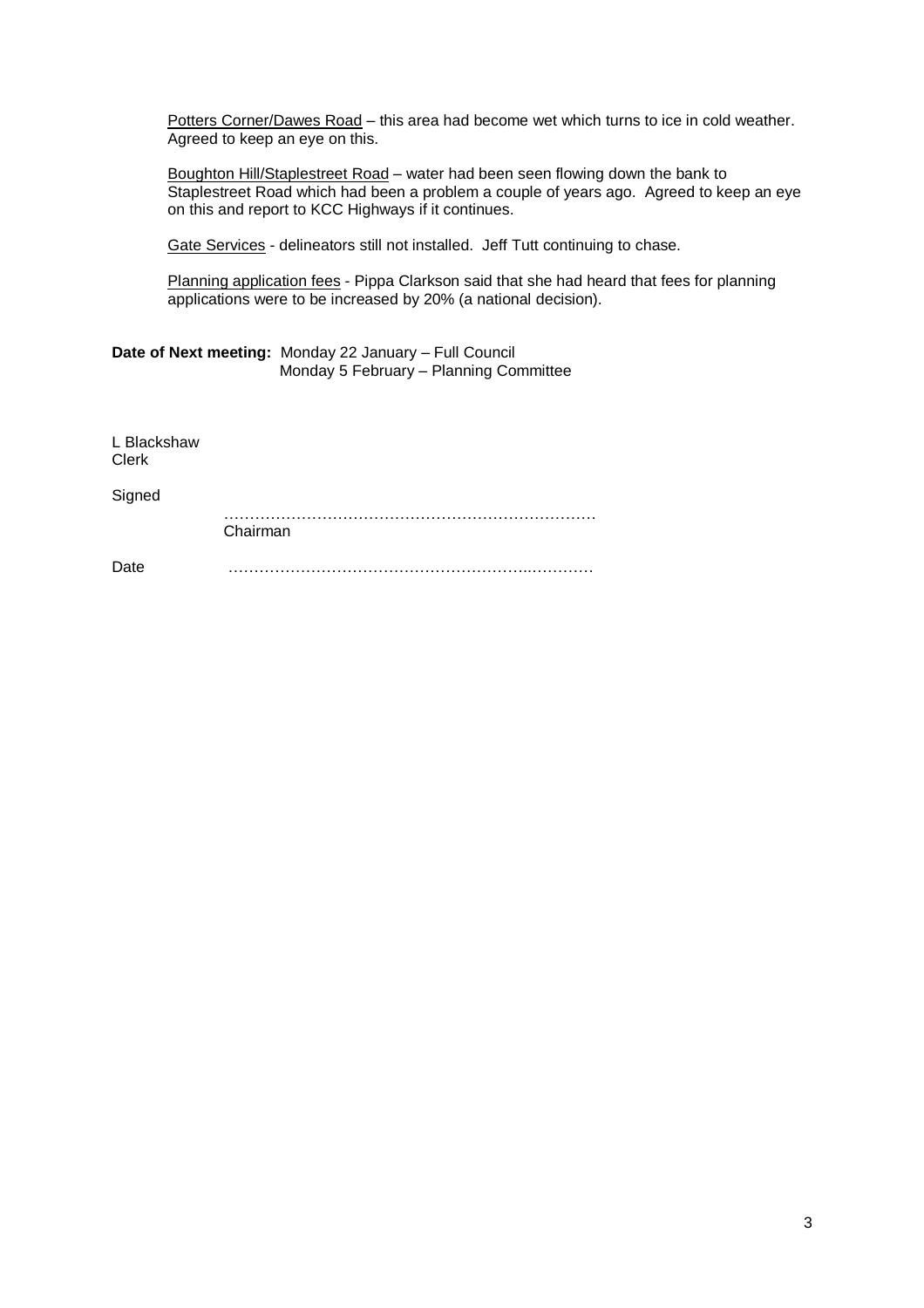<u>Potters Corner/Dawes Road</u> – this area had become wet which turns to ice in cold weather. Agreed to keep an eye on this.

<u>Boughton Hill/Staplestreet Road</u> – water had been seen flowing down the bank to Staplestreet Road which had been a problem a couple of years ago. Agreed to keep an eye on this and report to KCC Highways if it continues.

<u>Gate Services</u> - delineators still not installed. Jeff Tutt continuing to chase.

<u>Planning application fees</u> - Pippa Clarkson said that she had heard that fees for planning applications were to be increased by 20% (a national decision).

**Date of Next meeting:** Monday 22 January – Full Council
Monday 5 February – Planning Committee

L Blackshaw
Clerk

Signed

………………………………………………………………
Chairman

Date ………………………………………………………………